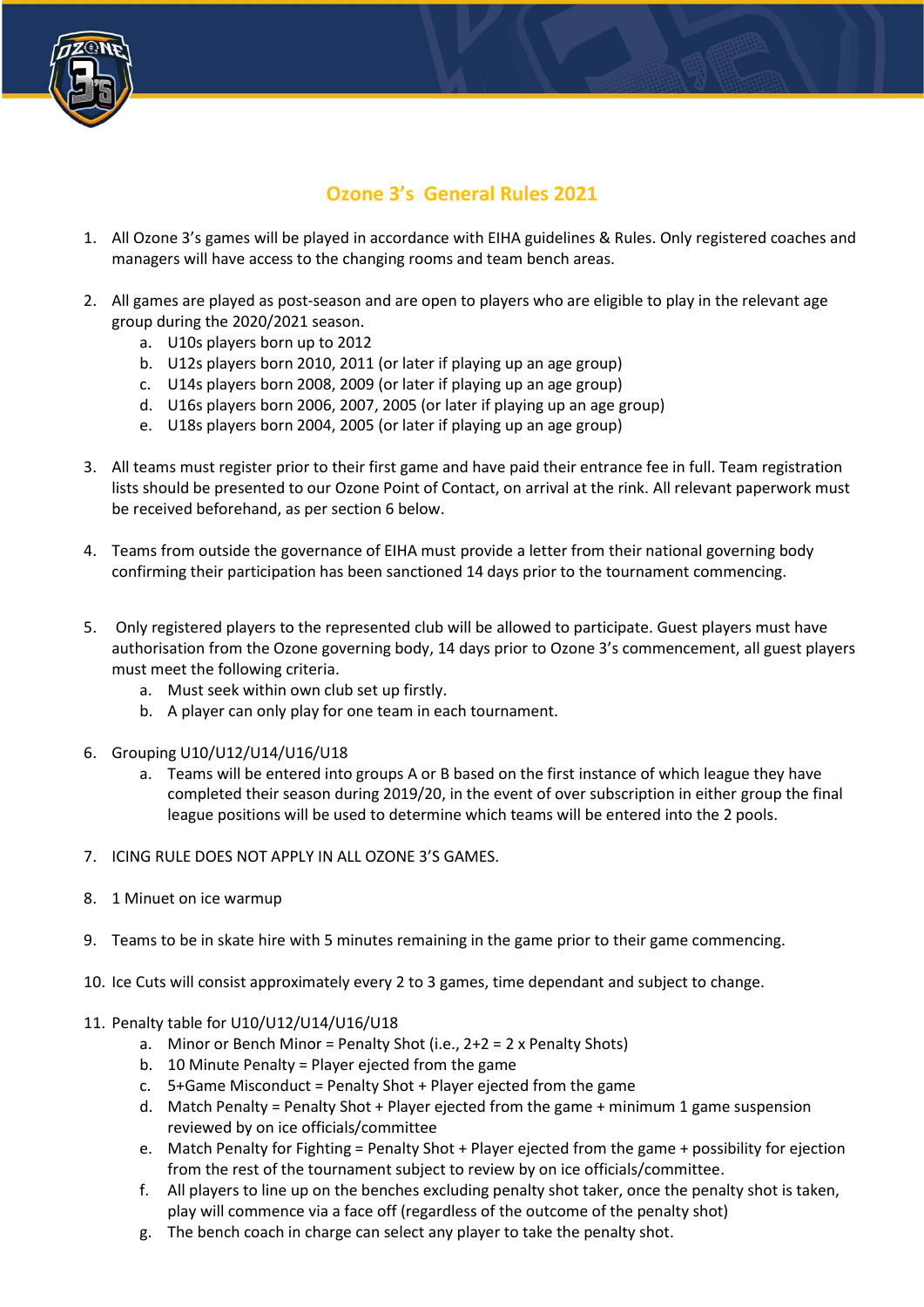# Ozone 3's General Rules 2021

1. All Ozone 3's games will be played in accordance with EIHA guidelines & Rules. Only registered coaches and managers will have access to the changing rooms and team bench areas.

2. All games are played as post-season and are open to players who are eligible to play in the relevant age group during the 2020/2021 season.
   a. U10s players born up to 2012
   b. U12s players born 2010, 2011 (or later if playing up an age group)
   c. U14s players born 2008, 2009 (or later if playing up an age group)
   d. U16s players born 2006, 2007, 2005 (or later if playing up an age group)
   e. U18s players born 2004, 2005 (or later if playing up an age group)

3. All teams must register prior to their first game and have paid their entrance fee in full. Team registration lists should be presented to our Ozone Point of Contact, on arrival at the rink. All relevant paperwork must be received beforehand, as per section 6 below.

4. Teams from outside the governance of EIHA must provide a letter from their national governing body confirming their participation has been sanctioned 14 days prior to the tournament commencing.

5. Only registered players to the represented club will be allowed to participate. Guest players must have authorisation from the Ozone governing body, 14 days prior to Ozone 3's commencement, all guest players must meet the following criteria.
   a. Must seek within own club set up firstly.
   b. A player can only play for one team in each tournament.

6. Grouping U10/U12/U14/U16/U18
   a. Teams will be entered into groups A or B based on the first instance of which league they have completed their season during 2019/20, in the event of over subscription in either group the final league positions will be used to determine which teams will be entered into the 2 pools.

7. ICING RULE DOES NOT APPLY IN ALL OZONE 3'S GAMES.

8. 1 Minuet on ice warmup

9. Teams to be in skate hire with 5 minutes remaining in the game prior to their game commencing.

10. Ice Cuts will consist approximately every 2 to 3 games, time dependant and subject to change.

11. Penalty table for U10/U12/U14/U16/U18
    a. Minor or Bench Minor = Penalty Shot (i.e., 2+2 = 2 x Penalty Shots)
    b. 10 Minute Penalty = Player ejected from the game
    c. 5+Game Misconduct = Penalty Shot + Player ejected from the game
    d. Match Penalty = Penalty Shot + Player ejected from the game + minimum 1 game suspension reviewed by on ice officials/committee
    e. Match Penalty for Fighting = Penalty Shot + Player ejected from the game + possibility for ejection from the rest of the tournament subject to review by on ice officials/committee.
    f. All players to line up on the benches excluding penalty shot taker, once the penalty shot is taken, play will commence via a face off (regardless of the outcome of the penalty shot)
    g. The bench coach in charge can select any player to take the penalty shot.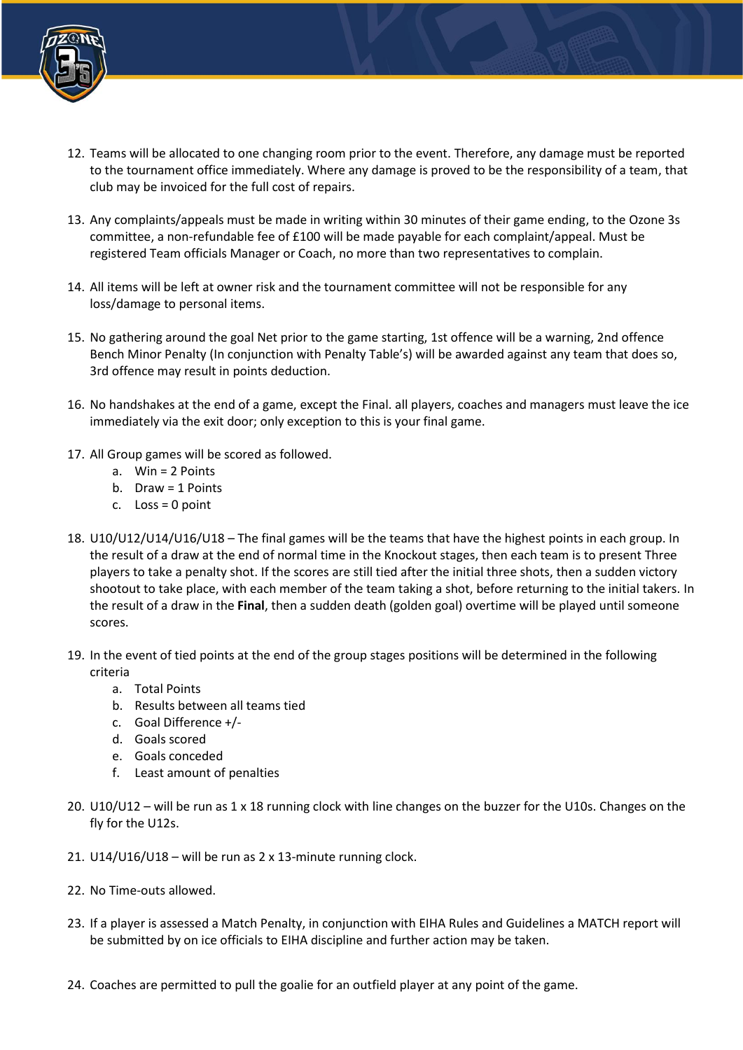12. Teams will be allocated to one changing room prior to the event. Therefore, any damage must be reported to the tournament office immediately. Where any damage is proved to be the responsibility of a team, that club may be invoiced for the full cost of repairs.

13. Any complaints/appeals must be made in writing within 30 minutes of their game ending, to the Ozone 3s committee, a non-refundable fee of £100 will be made payable for each complaint/appeal. Must be registered Team officials Manager or Coach, no more than two representatives to complain.

14. All items will be left at owner risk and the tournament committee will not be responsible for any loss/damage to personal items.

15. No gathering around the goal Net prior to the game starting, 1st offence will be a warning, 2nd offence Bench Minor Penalty (In conjunction with Penalty Table's) will be awarded against any team that does so, 3rd offence may result in points deduction.

16. No handshakes at the end of a game, except the Final. all players, coaches and managers must leave the ice immediately via the exit door; only exception to this is your final game.

17. All Group games will be scored as followed.
    a. Win = 2 Points
    b. Draw = 1 Points
    c. Loss = 0 point

18. U10/U12/U14/U16/U18 – The final games will be the teams that have the highest points in each group. In the result of a draw at the end of normal time in the Knockout stages, then each team is to present Three players to take a penalty shot. If the scores are still tied after the initial three shots, then a sudden victory shootout to take place, with each member of the team taking a shot, before returning to the initial takers. In the result of a draw in the **Final**, then a sudden death (golden goal) overtime will be played until someone scores.

19. In the event of tied points at the end of the group stages positions will be determined in the following criteria
    a. Total Points
    b. Results between all teams tied
    c. Goal Difference +/-
    d. Goals scored
    e. Goals conceded
    f. Least amount of penalties

20. U10/U12 – will be run as 1 x 18 running clock with line changes on the buzzer for the U10s. Changes on the fly for the U12s.

21. U14/U16/U18 – will be run as 2 x 13-minute running clock.

22. No Time-outs allowed.

23. If a player is assessed a Match Penalty, in conjunction with EIHA Rules and Guidelines a MATCH report will be submitted by on ice officials to EIHA discipline and further action may be taken.

24. Coaches are permitted to pull the goalie for an outfield player at any point of the game.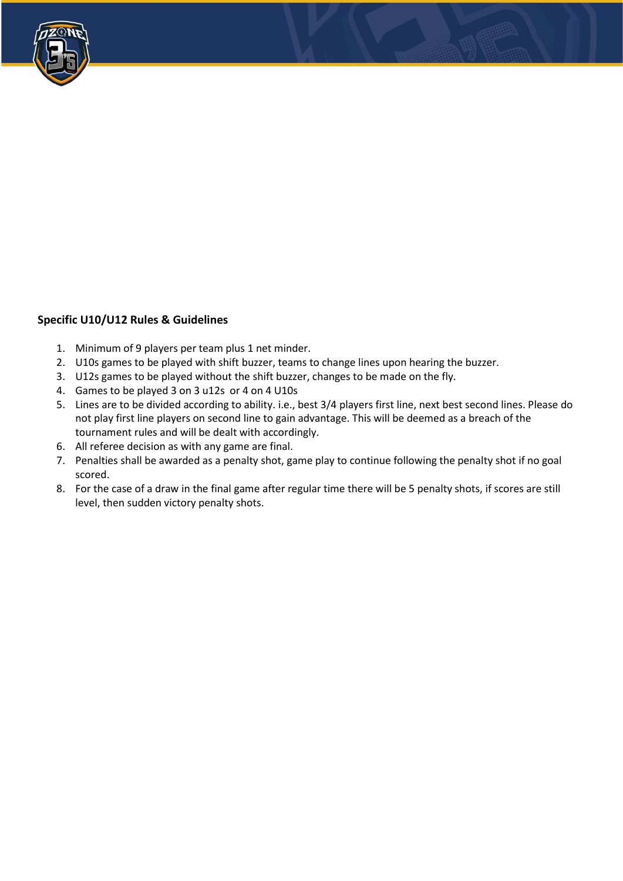**Specific U10/U12 Rules & Guidelines**

1. Minimum of 9 players per team plus 1 net minder.
2. U10s games to be played with shift buzzer, teams to change lines upon hearing the buzzer.
3. U12s games to be played without the shift buzzer, changes to be made on the fly.
4. Games to be played 3 on 3 u12s or 4 on 4 U10s
5. Lines are to be divided according to ability. i.e., best 3/4 players first line, next best second lines. Please do not play first line players on second line to gain advantage. This will be deemed as a breach of the tournament rules and will be dealt with accordingly.
6. All referee decision as with any game are final.
7. Penalties shall be awarded as a penalty shot, game play to continue following the penalty shot if no goal scored.
8. For the case of a draw in the final game after regular time there will be 5 penalty shots, if scores are still level, then sudden victory penalty shots.